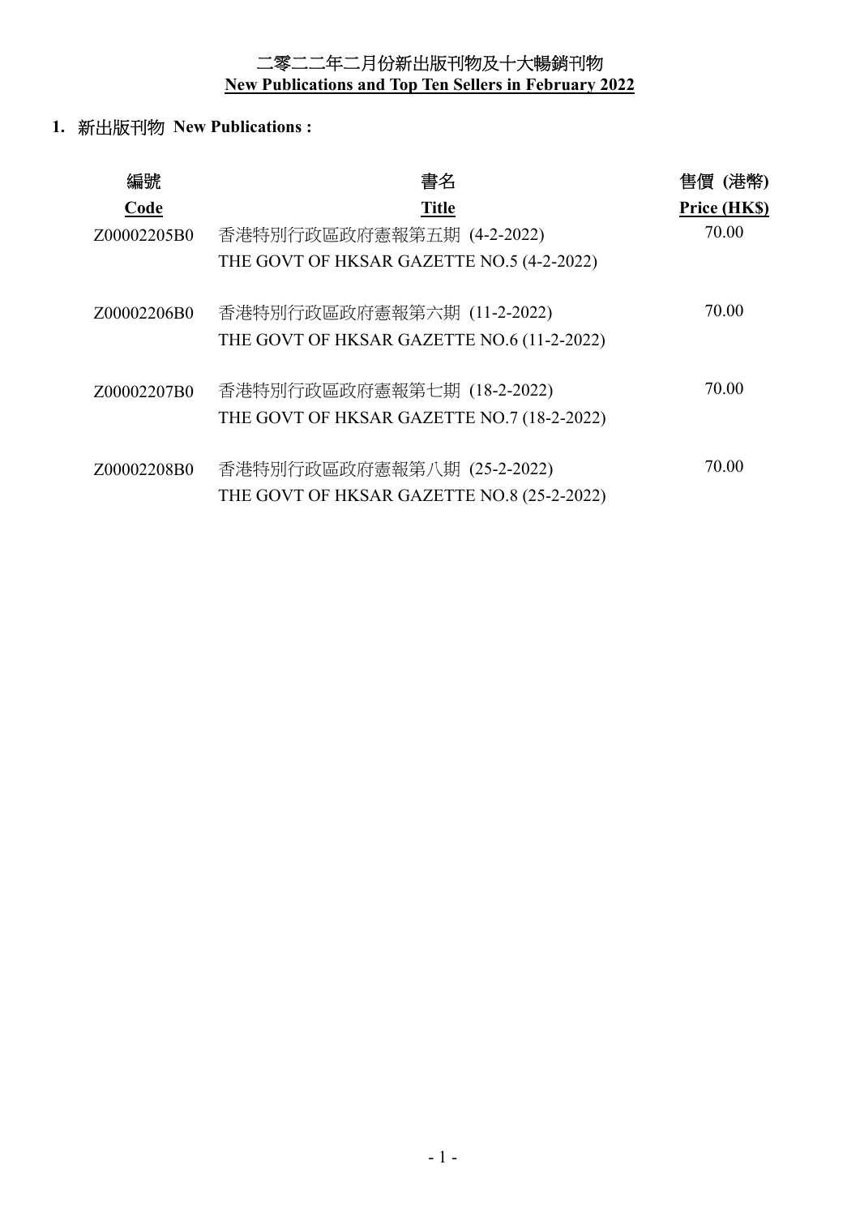# 二零二二年二月份新出版刊物及十大暢銷刊物
# New Publications and Top Ten Sellers in February 2022

## 1. 新出版刊物 New Publications :

| 編號<br>Code | 書名<br>Title | 售價 (港幣)<br>Price (HK$) |
|---|---|---|
| Z00002205B0 | 香港特別行政區政府憲報第五期 (4-2-2022)<br>THE GOVT OF HKSAR GAZETTE NO.5 (4-2-2022) | 70.00 |
| Z00002206B0 | 香港特別行政區政府憲報第六期 (11-2-2022)<br>THE GOVT OF HKSAR GAZETTE NO.6 (11-2-2022) | 70.00 |
| Z00002207B0 | 香港特別行政區政府憲報第七期 (18-2-2022)<br>THE GOVT OF HKSAR GAZETTE NO.7 (18-2-2022) | 70.00 |
| Z00002208B0 | 香港特別行政區政府憲報第八期 (25-2-2022)<br>THE GOVT OF HKSAR GAZETTE NO.8 (25-2-2022) | 70.00 |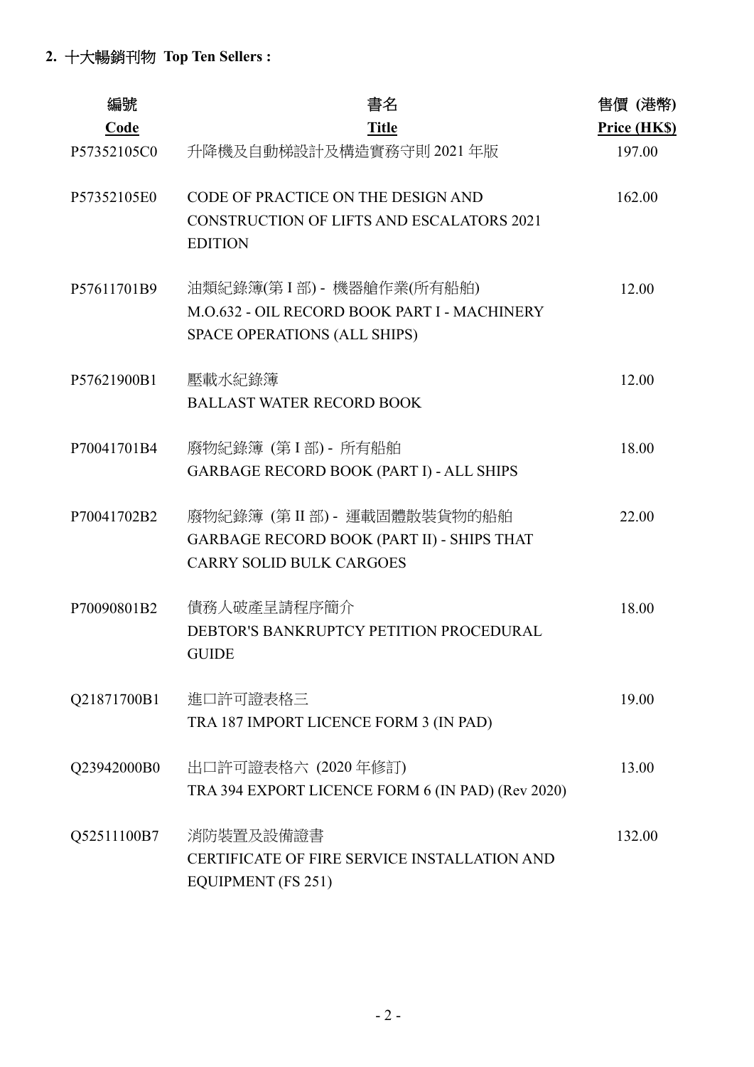**2.** 十大暢銷刊物 **Top Ten Sellers :**

| 編號<br>Code | 書名<br>Title | 售價 (港幣)<br>Price (HK$) |
|---|---|---|
| P57352105C0 | 升降機及自動梯設計及構造實務守則 2021 年版 | 197.00 |
| P57352105E0 | CODE OF PRACTICE ON THE DESIGN AND CONSTRUCTION OF LIFTS AND ESCALATORS 2021 EDITION | 162.00 |
| P57611701B9 | 油類紀錄簿(第 I 部) - 機器艙作業(所有船舶)<br>M.O.632 - OIL RECORD BOOK PART I - MACHINERY SPACE OPERATIONS (ALL SHIPS) | 12.00 |
| P57621900B1 | 壓載水紀錄簿<br>BALLAST WATER RECORD BOOK | 12.00 |
| P70041701B4 | 廢物紀錄簿 (第 I 部) - 所有船舶<br>GARBAGE RECORD BOOK (PART I) - ALL SHIPS | 18.00 |
| P70041702B2 | 廢物紀錄簿 (第 II 部) - 運載固體散裝貨物的船舶<br>GARBAGE RECORD BOOK (PART II) - SHIPS THAT CARRY SOLID BULK CARGOES | 22.00 |
| P70090801B2 | 債務人破產呈請程序簡介<br>DEBTOR'S BANKRUPTCY PETITION PROCEDURAL GUIDE | 18.00 |
| Q21871700B1 | 進口許可證表格三<br>TRA 187 IMPORT LICENCE FORM 3 (IN PAD) | 19.00 |
| Q23942000B0 | 出口許可證表格六 (2020 年修訂)<br>TRA 394 EXPORT LICENCE FORM 6 (IN PAD) (Rev 2020) | 13.00 |
| Q52511100B7 | 消防裝置及設備證書<br>CERTIFICATE OF FIRE SERVICE INSTALLATION AND EQUIPMENT (FS 251) | 132.00 |